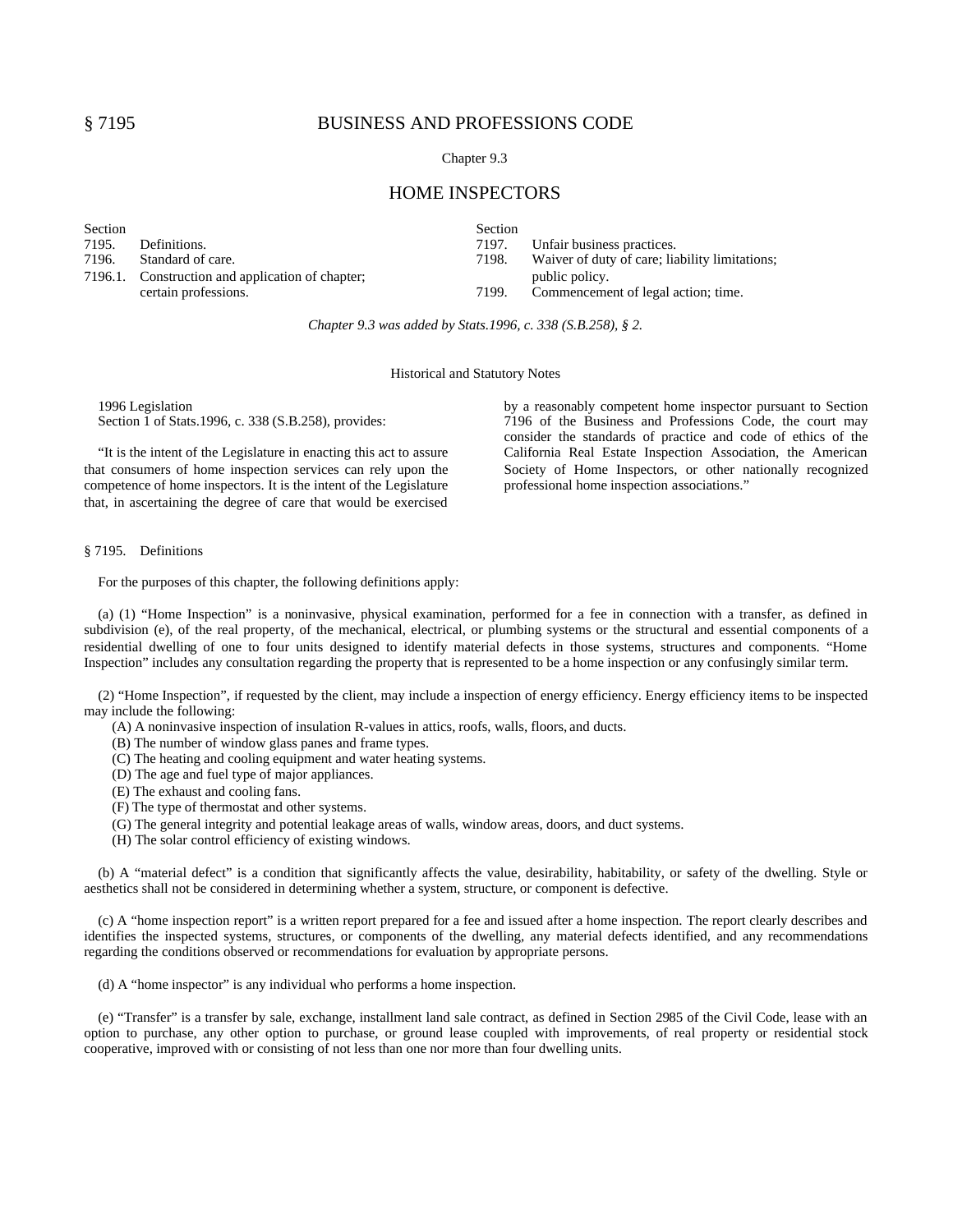# Chapter 9.3

## HOME INSPECTORS

| Section | |
|---|---|
| 7195. | Definitions. |
| 7196. | Standard of care. |
| 7196.1. | Construction and application of chapter; certain professions. |
| 7197. | Unfair business practices. |
| 7198. | Waiver of duty of care; liability limitations; public policy. |
| 7199. | Commencement of legal action; time. |

*Chapter 9.3 was added by Stats.1996, c. 338 (S.B.258), § 2.*

### Historical and Statutory Notes

1996 Legislation

Section 1 of Stats.1996, c. 338 (S.B.258), provides:

"It is the intent of the Legislature in enacting this act to assure that consumers of home inspection services can rely upon the competence of home inspectors. It is the intent of the Legislature that, in ascertaining the degree of care that would be exercised by a reasonably competent home inspector pursuant to Section 7196 of the Business and Professions Code, the court may consider the standards of practice and code of ethics of the California Real Estate Inspection Association, the American Society of Home Inspectors, or other nationally recognized professional home inspection associations."

### § 7195. Definitions

For the purposes of this chapter, the following definitions apply:

(a) (1) "Home Inspection" is a noninvasive, physical examination, performed for a fee in connection with a transfer, as defined in subdivision (e), of the real property, of the mechanical, electrical, or plumbing systems or the structural and essential components of a residential dwelling of one to four units designed to identify material defects in those systems, structures and components. "Home Inspection" includes any consultation regarding the property that is represented to be a home inspection or any confusingly similar term.

(2) "Home Inspection", if requested by the client, may include a inspection of energy efficiency. Energy efficiency items to be inspected may include the following:

(A) A noninvasive inspection of insulation R-values in attics, roofs, walls, floors, and ducts.

(B) The number of window glass panes and frame types.

(C) The heating and cooling equipment and water heating systems.

(D) The age and fuel type of major appliances.

(E) The exhaust and cooling fans.

(F) The type of thermostat and other systems.

(G) The general integrity and potential leakage areas of walls, window areas, doors, and duct systems.

(H) The solar control efficiency of existing windows.

(b) A "material defect" is a condition that significantly affects the value, desirability, habitability, or safety of the dwelling. Style or aesthetics shall not be considered in determining whether a system, structure, or component is defective.

(c) A "home inspection report" is a written report prepared for a fee and issued after a home inspection. The report clearly describes and identifies the inspected systems, structures, or components of the dwelling, any material defects identified, and any recommendations regarding the conditions observed or recommendations for evaluation by appropriate persons.

(d) A "home inspector" is any individual who performs a home inspection.

(e) "Transfer" is a transfer by sale, exchange, installment land sale contract, as defined in Section 2985 of the Civil Code, lease with an option to purchase, any other option to purchase, or ground lease coupled with improvements, of real property or residential stock cooperative, improved with or consisting of not less than one nor more than four dwelling units.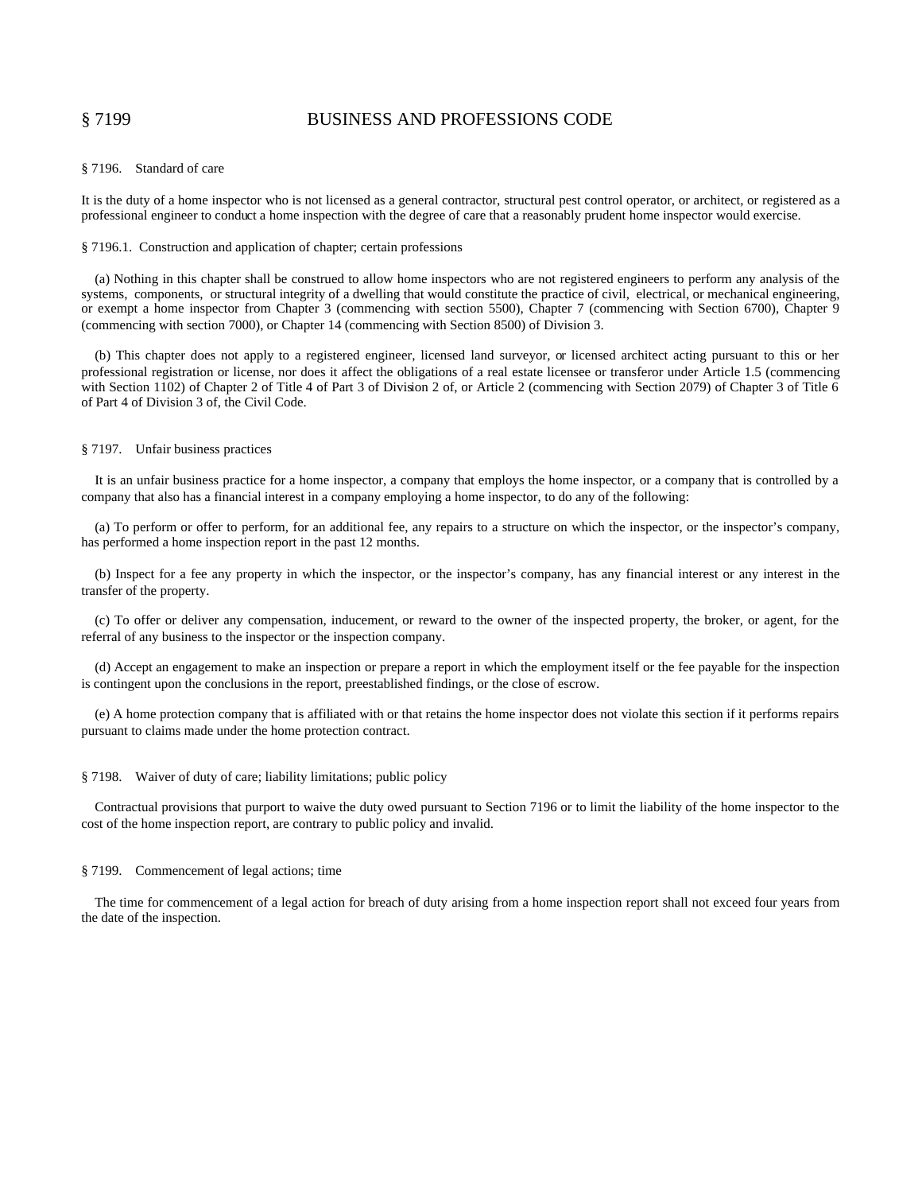§ 7196. Standard of care

It is the duty of a home inspector who is not licensed as a general contractor, structural pest control operator, or architect, or registered as a professional engineer to conduct a home inspection with the degree of care that a reasonably prudent home inspector would exercise.

§ 7196.1. Construction and application of chapter; certain professions

(a) Nothing in this chapter shall be construed to allow home inspectors who are not registered engineers to perform any analysis of the systems, components, or structural integrity of a dwelling that would constitute the practice of civil, electrical, or mechanical engineering, or exempt a home inspector from Chapter 3 (commencing with section 5500), Chapter 7 (commencing with Section 6700), Chapter 9 (commencing with section 7000), or Chapter 14 (commencing with Section 8500) of Division 3.

(b) This chapter does not apply to a registered engineer, licensed land surveyor, or licensed architect acting pursuant to this or her professional registration or license, nor does it affect the obligations of a real estate licensee or transferor under Article 1.5 (commencing with Section 1102) of Chapter 2 of Title 4 of Part 3 of Division 2 of, or Article 2 (commencing with Section 2079) of Chapter 3 of Title 6 of Part 4 of Division 3 of, the Civil Code.

§ 7197. Unfair business practices

It is an unfair business practice for a home inspector, a company that employs the home inspector, or a company that is controlled by a company that also has a financial interest in a company employing a home inspector, to do any of the following:

(a) To perform or offer to perform, for an additional fee, any repairs to a structure on which the inspector, or the inspector's company, has performed a home inspection report in the past 12 months.

(b) Inspect for a fee any property in which the inspector, or the inspector's company, has any financial interest or any interest in the transfer of the property.

(c) To offer or deliver any compensation, inducement, or reward to the owner of the inspected property, the broker, or agent, for the referral of any business to the inspector or the inspection company.

(d) Accept an engagement to make an inspection or prepare a report in which the employment itself or the fee payable for the inspection is contingent upon the conclusions in the report, preestablished findings, or the close of escrow.

(e) A home protection company that is affiliated with or that retains the home inspector does not violate this section if it performs repairs pursuant to claims made under the home protection contract.

§ 7198. Waiver of duty of care; liability limitations; public policy

Contractual provisions that purport to waive the duty owed pursuant to Section 7196 or to limit the liability of the home inspector to the cost of the home inspection report, are contrary to public policy and invalid.

§ 7199. Commencement of legal actions; time

The time for commencement of a legal action for breach of duty arising from a home inspection report shall not exceed four years from the date of the inspection.